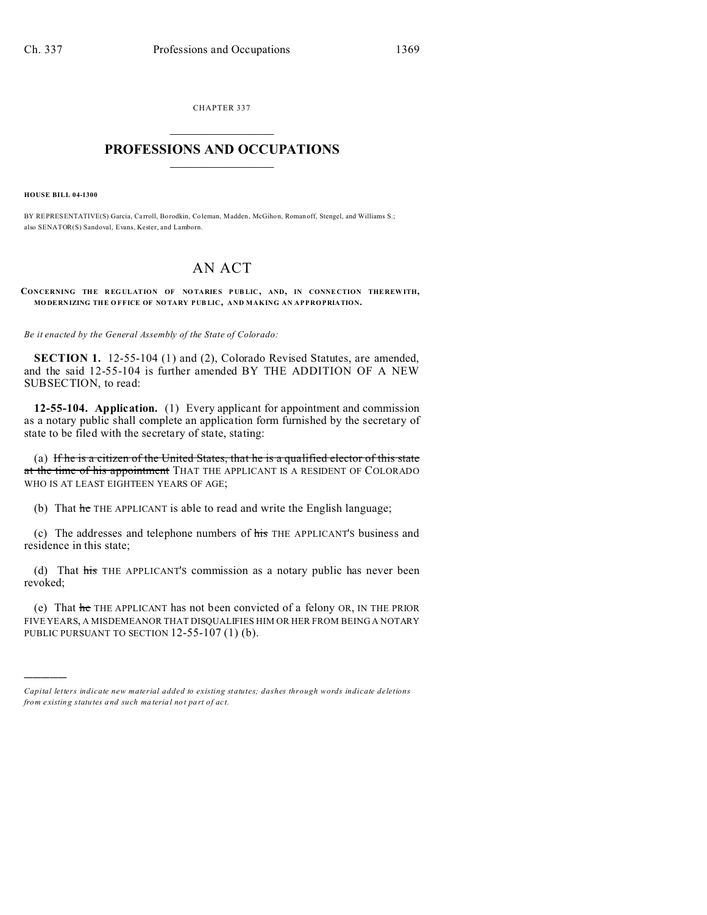CHAPTER 337

# PROFESSIONS AND OCCUPATIONS

**HOUSE BILL 04-1300**

BY REPRESENTATIVE(S) Garcia, Carroll, Borodkin, Coleman, Madden, McGihon, Romanoff, Stengel, and Williams S.; also SENATOR(S) Sandoval, Evans, Kester, and Lamborn.

# AN ACT

**CONCERNING THE REGULATION OF NOTARIES PUBLIC, AND, IN CONNECTION THEREWITH, MODERNIZING THE OFFICE OF NOTARY PUBLIC, AND MAKING AN APPROPRIATION.**

*Be it enacted by the General Assembly of the State of Colorado:*

**SECTION 1.** 12-55-104 (1) and (2), Colorado Revised Statutes, are amended, and the said 12-55-104 is further amended BY THE ADDITION OF A NEW SUBSECTION, to read:

**12-55-104. Application.** (1) Every applicant for appointment and commission as a notary public shall complete an application form furnished by the secretary of state to be filed with the secretary of state, stating:

(a) ~~If he is a citizen of the United States, that he is a qualified elector of this state at the time of his appointment~~ THAT THE APPLICANT IS A RESIDENT OF COLORADO WHO IS AT LEAST EIGHTEEN YEARS OF AGE;

(b) That ~~he~~ THE APPLICANT is able to read and write the English language;

(c) The addresses and telephone numbers of ~~his~~ THE APPLICANT'S business and residence in this state;

(d) That ~~his~~ THE APPLICANT'S commission as a notary public has never been revoked;

(e) That ~~he~~ THE APPLICANT has not been convicted of a felony OR, IN THE PRIOR FIVE YEARS, A MISDEMEANOR THAT DISQUALIFIES HIM OR HER FROM BEING A NOTARY PUBLIC PURSUANT TO SECTION 12-55-107 (1) (b).

---

*Capital letters indicate new material added to existing statutes; dashes through words indicate deletions from existing statutes and such material not part of act.*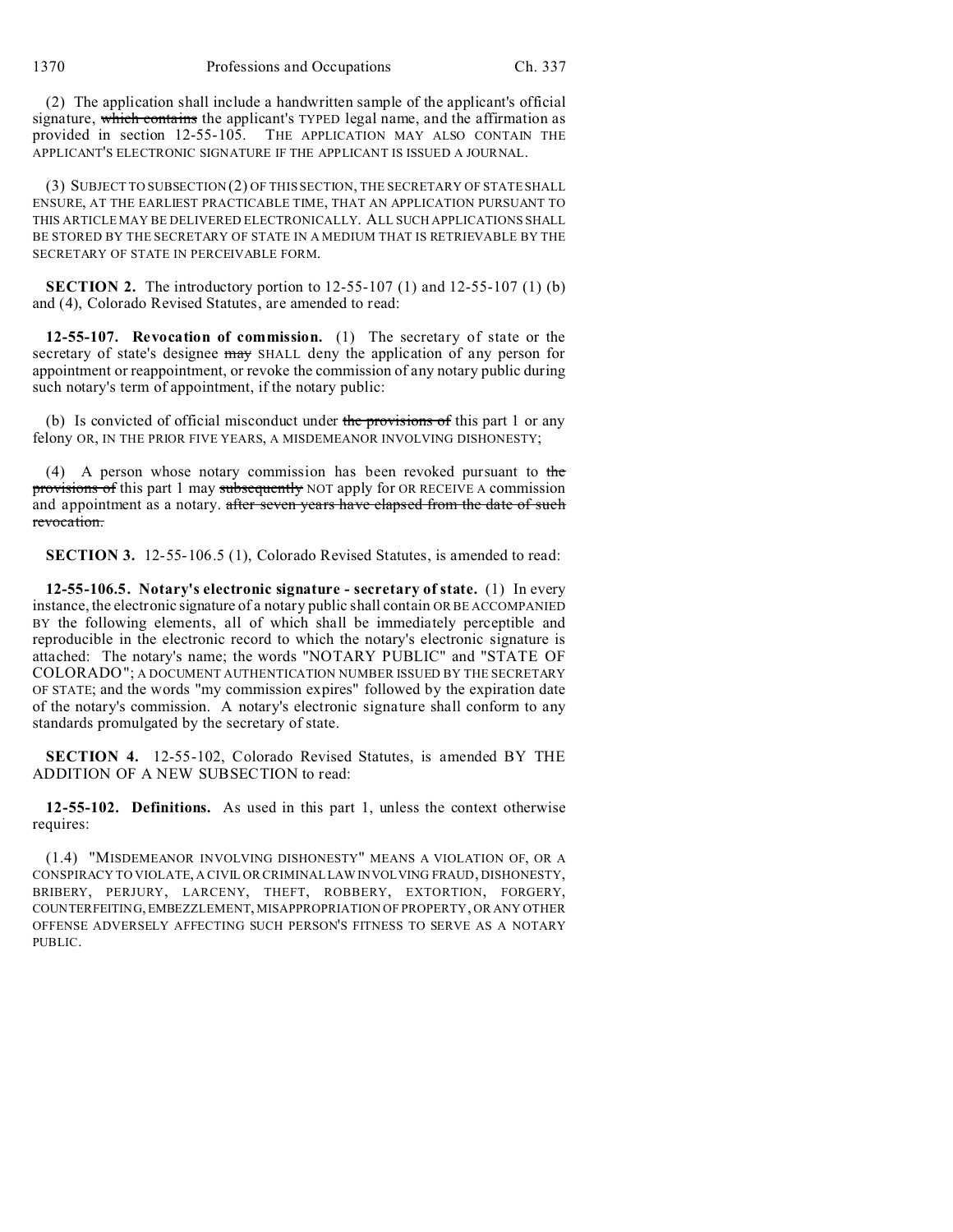(2) The application shall include a handwritten sample of the applicant's official signature, ~~which contains~~ the applicant's TYPED legal name, and the affirmation as provided in section 12-55-105. THE APPLICATION MAY ALSO CONTAIN THE APPLICANT'S ELECTRONIC SIGNATURE IF THE APPLICANT IS ISSUED A JOURNAL.

(3) SUBJECT TO SUBSECTION (2) OF THIS SECTION, THE SECRETARY OF STATE SHALL ENSURE, AT THE EARLIEST PRACTICABLE TIME, THAT AN APPLICATION PURSUANT TO THIS ARTICLE MAY BE DELIVERED ELECTRONICALLY. ALL SUCH APPLICATIONS SHALL BE STORED BY THE SECRETARY OF STATE IN A MEDIUM THAT IS RETRIEVABLE BY THE SECRETARY OF STATE IN PERCEIVABLE FORM.

**SECTION 2.** The introductory portion to 12-55-107 (1) and 12-55-107 (1) (b) and (4), Colorado Revised Statutes, are amended to read:

**12-55-107. Revocation of commission.** (1) The secretary of state or the secretary of state's designee ~~may~~ SHALL deny the application of any person for appointment or reappointment, or revoke the commission of any notary public during such notary's term of appointment, if the notary public:

(b) Is convicted of official misconduct under ~~the provisions of~~ this part 1 or any felony OR, IN THE PRIOR FIVE YEARS, A MISDEMEANOR INVOLVING DISHONESTY;

(4) A person whose notary commission has been revoked pursuant to ~~the provisions of~~ this part 1 may ~~subsequently~~ NOT apply for OR RECEIVE A commission and appointment as a notary. ~~after seven years have elapsed from the date of such revocation.~~

**SECTION 3.** 12-55-106.5 (1), Colorado Revised Statutes, is amended to read:

**12-55-106.5. Notary's electronic signature - secretary of state.** (1) In every instance, the electronic signature of a notary public shall contain OR BE ACCOMPANIED BY the following elements, all of which shall be immediately perceptible and reproducible in the electronic record to which the notary's electronic signature is attached: The notary's name; the words "NOTARY PUBLIC" and "STATE OF COLORADO"; A DOCUMENT AUTHENTICATION NUMBER ISSUED BY THE SECRETARY OF STATE; and the words "my commission expires" followed by the expiration date of the notary's commission. A notary's electronic signature shall conform to any standards promulgated by the secretary of state.

**SECTION 4.** 12-55-102, Colorado Revised Statutes, is amended BY THE ADDITION OF A NEW SUBSECTION to read:

**12-55-102. Definitions.** As used in this part 1, unless the context otherwise requires:

(1.4) "MISDEMEANOR INVOLVING DISHONESTY" MEANS A VIOLATION OF, OR A CONSPIRACY TO VIOLATE, A CIVIL OR CRIMINAL LAW INVOLVING FRAUD, DISHONESTY, BRIBERY, PERJURY, LARCENY, THEFT, ROBBERY, EXTORTION, FORGERY, COUNTERFEITING, EMBEZZLEMENT, MISAPPROPRIATION OF PROPERTY, OR ANY OTHER OFFENSE ADVERSELY AFFECTING SUCH PERSON'S FITNESS TO SERVE AS A NOTARY PUBLIC.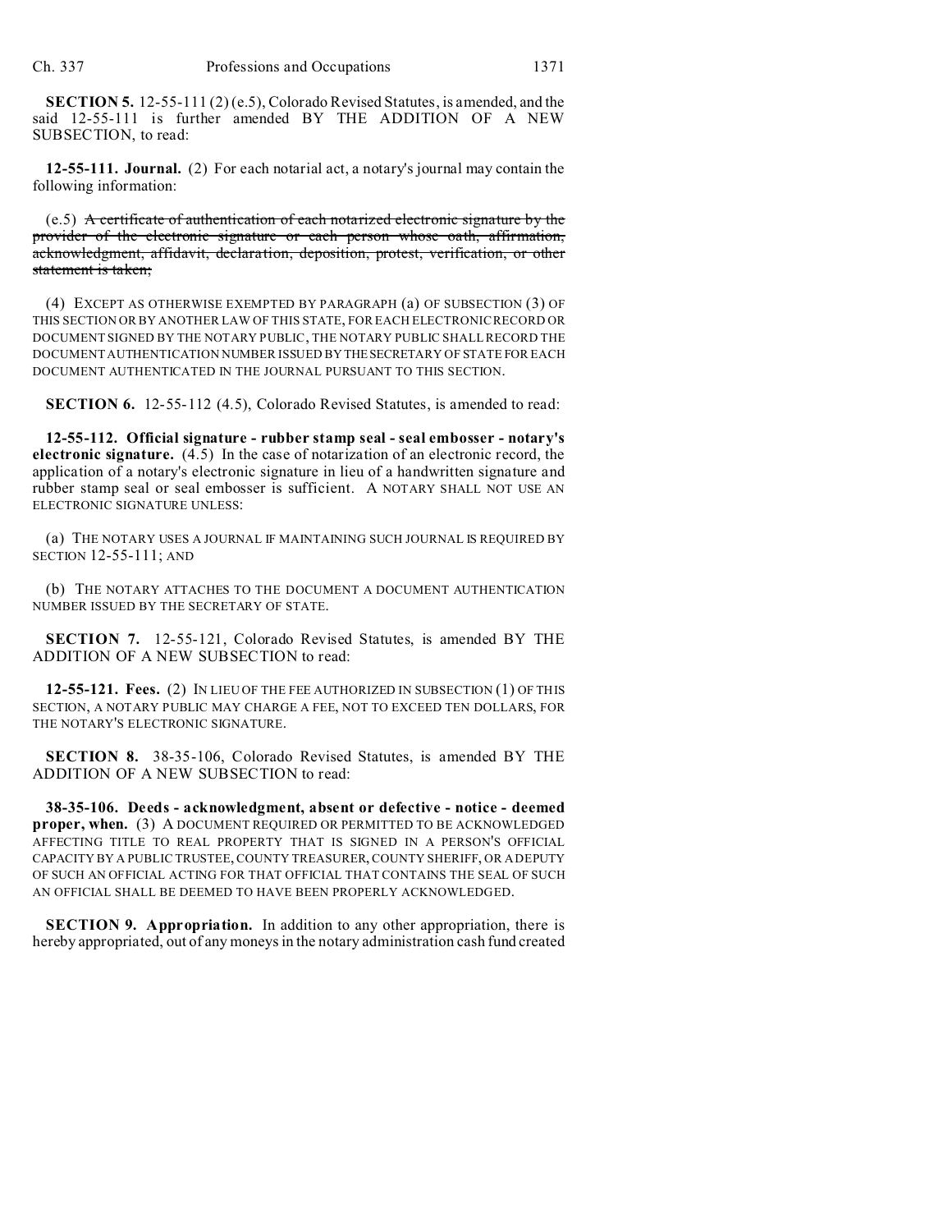**SECTION 5.** 12-55-111 (2) (e.5), Colorado Revised Statutes, is amended, and the said 12-55-111 is further amended BY THE ADDITION OF A NEW SUBSECTION, to read:

**12-55-111. Journal.** (2) For each notarial act, a notary's journal may contain the following information:

(e.5) ~~A certificate of authentication of each notarized electronic signature by the provider of the electronic signature or each person whose oath, affirmation, acknowledgment, affidavit, declaration, deposition, protest, verification, or other statement is taken;~~

(4) EXCEPT AS OTHERWISE EXEMPTED BY PARAGRAPH (a) OF SUBSECTION (3) OF THIS SECTION OR BY ANOTHER LAW OF THIS STATE, FOR EACH ELECTRONIC RECORD OR DOCUMENT SIGNED BY THE NOTARY PUBLIC, THE NOTARY PUBLIC SHALL RECORD THE DOCUMENT AUTHENTICATION NUMBER ISSUED BY THE SECRETARY OF STATE FOR EACH DOCUMENT AUTHENTICATED IN THE JOURNAL PURSUANT TO THIS SECTION.

**SECTION 6.** 12-55-112 (4.5), Colorado Revised Statutes, is amended to read:

**12-55-112. Official signature - rubber stamp seal - seal embosser - notary's electronic signature.** (4.5) In the case of notarization of an electronic record, the application of a notary's electronic signature in lieu of a handwritten signature and rubber stamp seal or seal embosser is sufficient. A NOTARY SHALL NOT USE AN ELECTRONIC SIGNATURE UNLESS:

(a) THE NOTARY USES A JOURNAL IF MAINTAINING SUCH JOURNAL IS REQUIRED BY SECTION 12-55-111; AND

(b) THE NOTARY ATTACHES TO THE DOCUMENT A DOCUMENT AUTHENTICATION NUMBER ISSUED BY THE SECRETARY OF STATE.

**SECTION 7.** 12-55-121, Colorado Revised Statutes, is amended BY THE ADDITION OF A NEW SUBSECTION to read:

**12-55-121. Fees.** (2) IN LIEU OF THE FEE AUTHORIZED IN SUBSECTION (1) OF THIS SECTION, A NOTARY PUBLIC MAY CHARGE A FEE, NOT TO EXCEED TEN DOLLARS, FOR THE NOTARY'S ELECTRONIC SIGNATURE.

**SECTION 8.** 38-35-106, Colorado Revised Statutes, is amended BY THE ADDITION OF A NEW SUBSECTION to read:

**38-35-106. Deeds - acknowledgment, absent or defective - notice - deemed proper, when.** (3) A DOCUMENT REQUIRED OR PERMITTED TO BE ACKNOWLEDGED AFFECTING TITLE TO REAL PROPERTY THAT IS SIGNED IN A PERSON'S OFFICIAL CAPACITY BY A PUBLIC TRUSTEE, COUNTY TREASURER, COUNTY SHERIFF, OR A DEPUTY OF SUCH AN OFFICIAL ACTING FOR THAT OFFICIAL THAT CONTAINS THE SEAL OF SUCH AN OFFICIAL SHALL BE DEEMED TO HAVE BEEN PROPERLY ACKNOWLEDGED.

**SECTION 9. Appropriation.** In addition to any other appropriation, there is hereby appropriated, out of any moneys in the notary administration cash fund created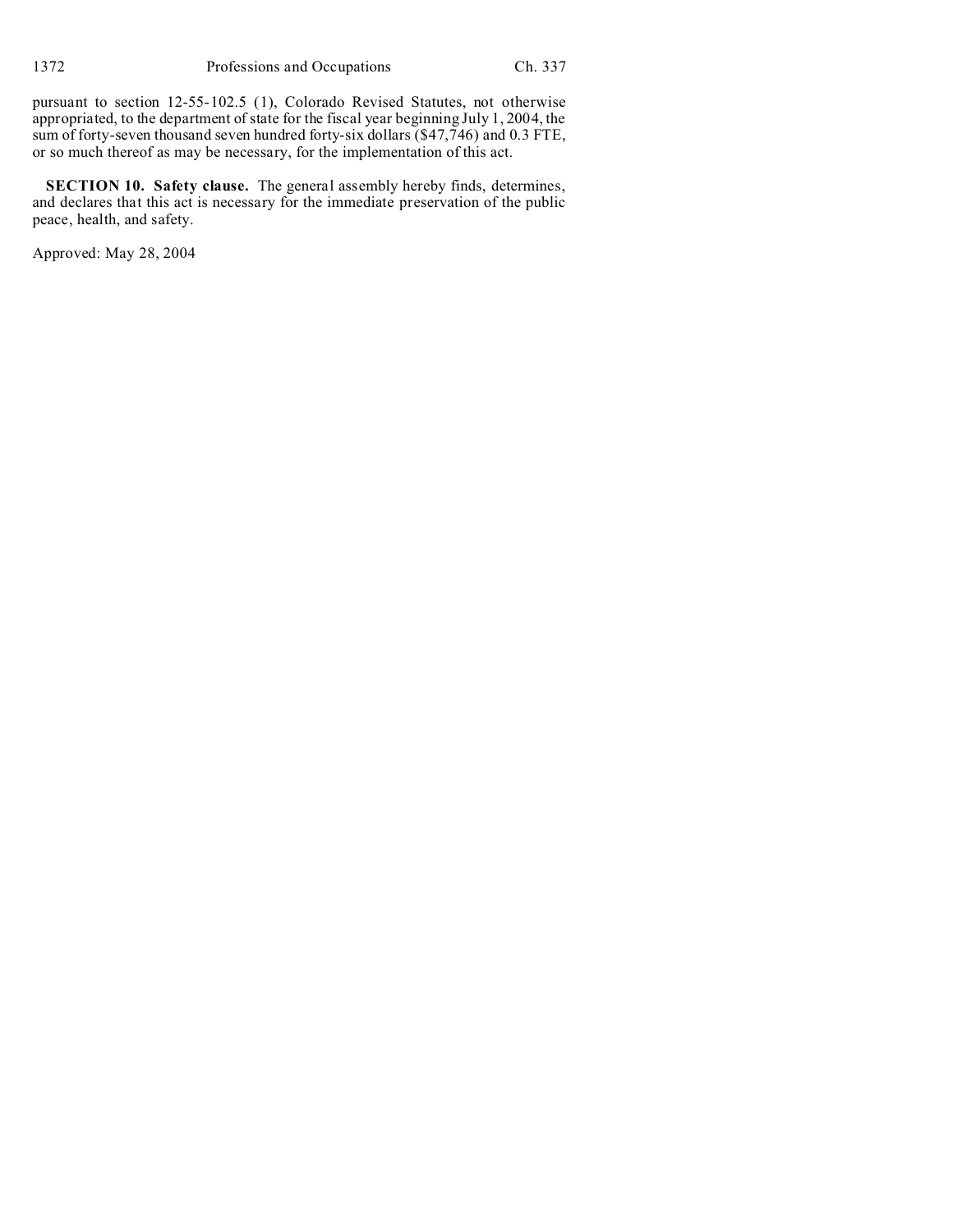pursuant to section 12-55-102.5 (1), Colorado Revised Statutes, not otherwise appropriated, to the department of state for the fiscal year beginning July 1, 2004, the sum of forty-seven thousand seven hundred forty-six dollars ($47,746) and 0.3 FTE, or so much thereof as may be necessary, for the implementation of this act.

**SECTION 10. Safety clause.** The general assembly hereby finds, determines, and declares that this act is necessary for the immediate preservation of the public peace, health, and safety.

Approved: May 28, 2004